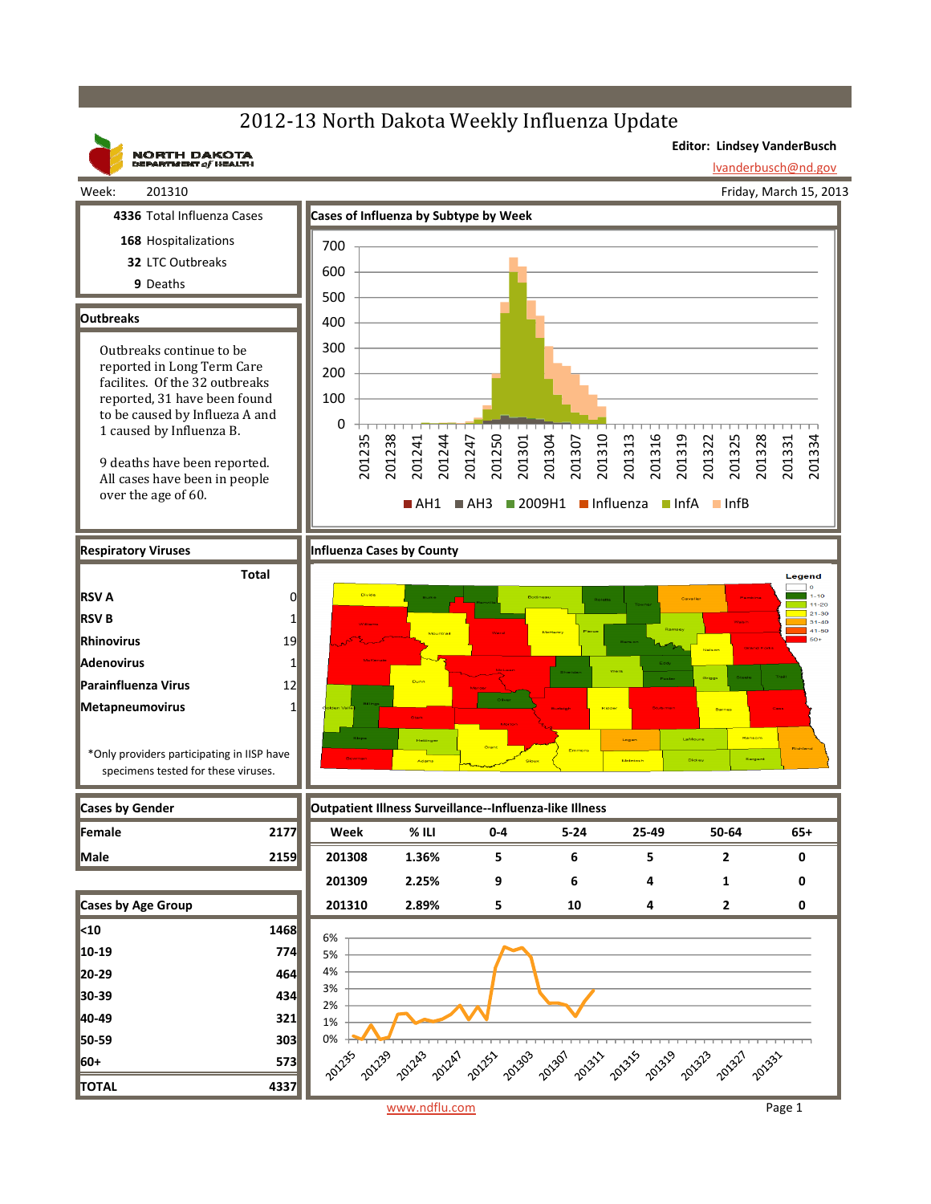# 2012-13 North Dakota Weekly Influenza Update

NORTH DAKOTA DEPARTMENT of HEALTH

**Editor: Lindsey VanderBusch**

lvanderbusch@nd.gov

Week: 201310

Friday, March 15, 2013

**4336** Total Influenza Cases

**168** Hospitalizations

**32** LTC Outbreaks

**9** Deaths

## Outbreaks

Outbreaks continue to be reported in Long Term Care facilites. Of the 32 outbreaks reported, 31 have been found to be caused by Influeza A and 1 caused by Influenza B.

9 deaths have been reported. All cases have been in people over the age of 60.

## Cases of Influenza by Subtype by Week

AH1 | AH3 | 2009H1 | Influenza | InfA | InfB

## Respiratory Viruses

| | Total |
|---|---|
| RSV A | 0 |
| RSV B | 1 |
| Rhinovirus | 19 |
| Adenovirus | 1 |
| Parainfluenza Virus | 12 |
| Metapneumovirus | 1 |

*Only providers participating in IISP have specimens tested for these viruses.

## Influenza Cases by County

Legend: 0, 1-10, 11-20, 21-30, 31-40, 41-50, 50+

## Cases by Gender

| | |
|---|---|
| Female | 2177 |
| Male | 2159 |

## Cases by Age Group

| | |
|---|---|
| <10 | 1468 |
| 10-19 | 774 |
| 20-29 | 464 |
| 30-39 | 434 |
| 40-49 | 321 |
| 50-59 | 303 |
| 60+ | 573 |
| TOTAL | 4337 |

## Outpatient Illness Surveillance--Influenza-like Illness

| Week | % ILI | 0-4 | 5-24 | 25-49 | 50-64 | 65+ |
|---|---|---|---|---|---|---|
| 201308 | 1.36% | 5 | 6 | 5 | 2 | 0 |
| 201309 | 2.25% | 9 | 6 | 4 | 1 | 0 |
| 201310 | 2.89% | 5 | 10 | 4 | 2 | 0 |

www.ndflu.com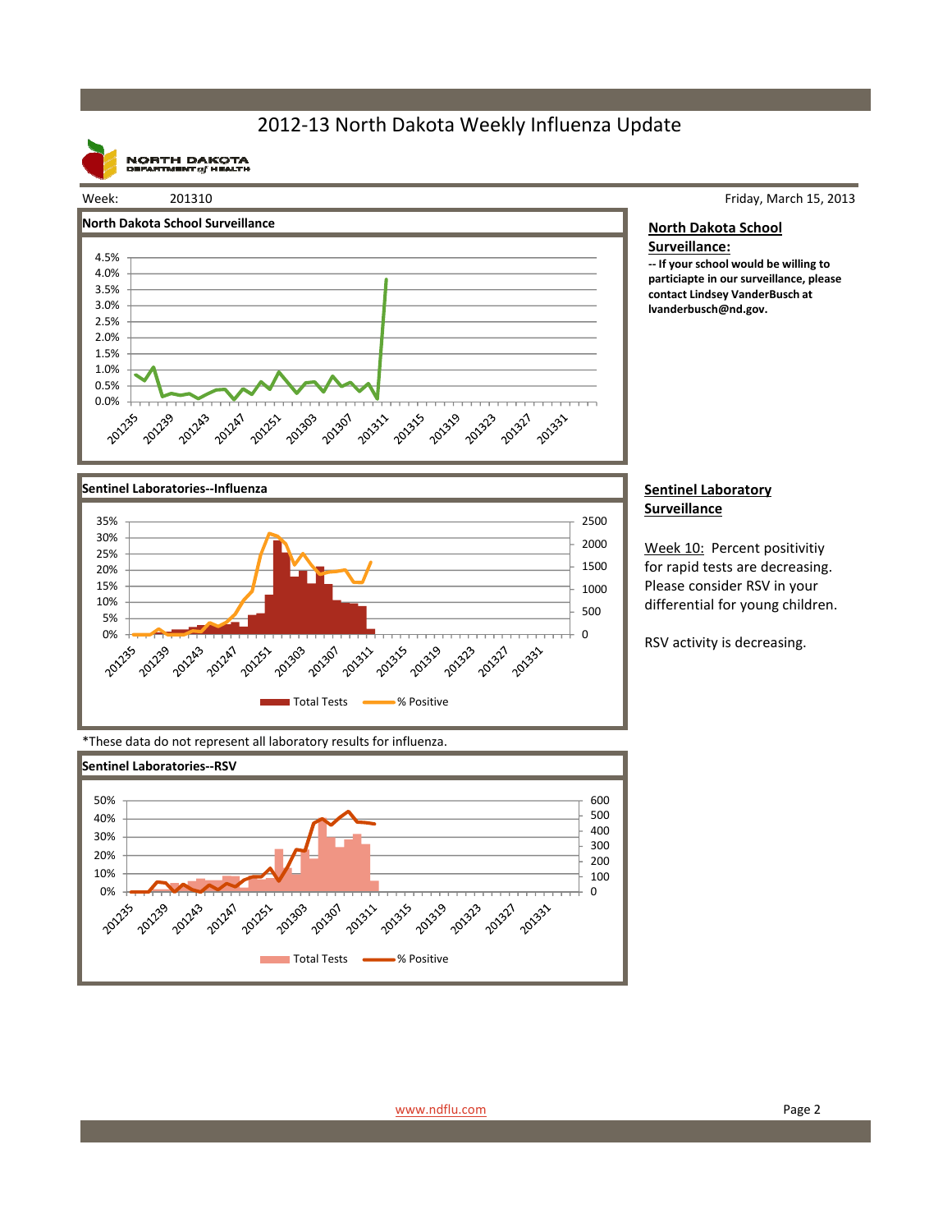# 2012-13 North Dakota Weekly Influenza Update

NORTH DAKOTA DEPARTMENT of HEALTH

Week: 201310

Friday, March 15, 2013

## North Dakota School Surveillance

4.5%
4.0%
3.5%
3.0%
2.5%
2.0%
1.5%
1.0%
0.5%
0.0%

201235 201239 201243 201247 201251 201303 201307 201311 201315 201319 201323 201327 201331

### North Dakota School Surveillance:

**-- If your school would be willing to particiapte in our surveillance, please contact Lindsey VanderBusch at lvanderbusch@nd.gov.**

## Sentinel Laboratories--Influenza

35%
30%
25%
20%
15%
10%
5%
0%

2500
2000
1500
1000
500
0

201235 201239 201243 201247 201251 201303 201307 201311 201315 201319 201323 201327 201331

Total Tests
% Positive

*These data do not represent all laboratory results for influenza.

### Sentinel Laboratory Surveillance

Week 10: Percent positivitiy for rapid tests are decreasing. Please consider RSV in your differential for young children.

RSV activity is decreasing.

## Sentinel Laboratories--RSV

50%
40%
30%
20%
10%
0%

600
500
400
300
200
100
0

201235 201239 201243 201247 201251 201303 201307 201311 201315 201319 201323 201327 201331

Total Tests
% Positive

www.ndflu.com